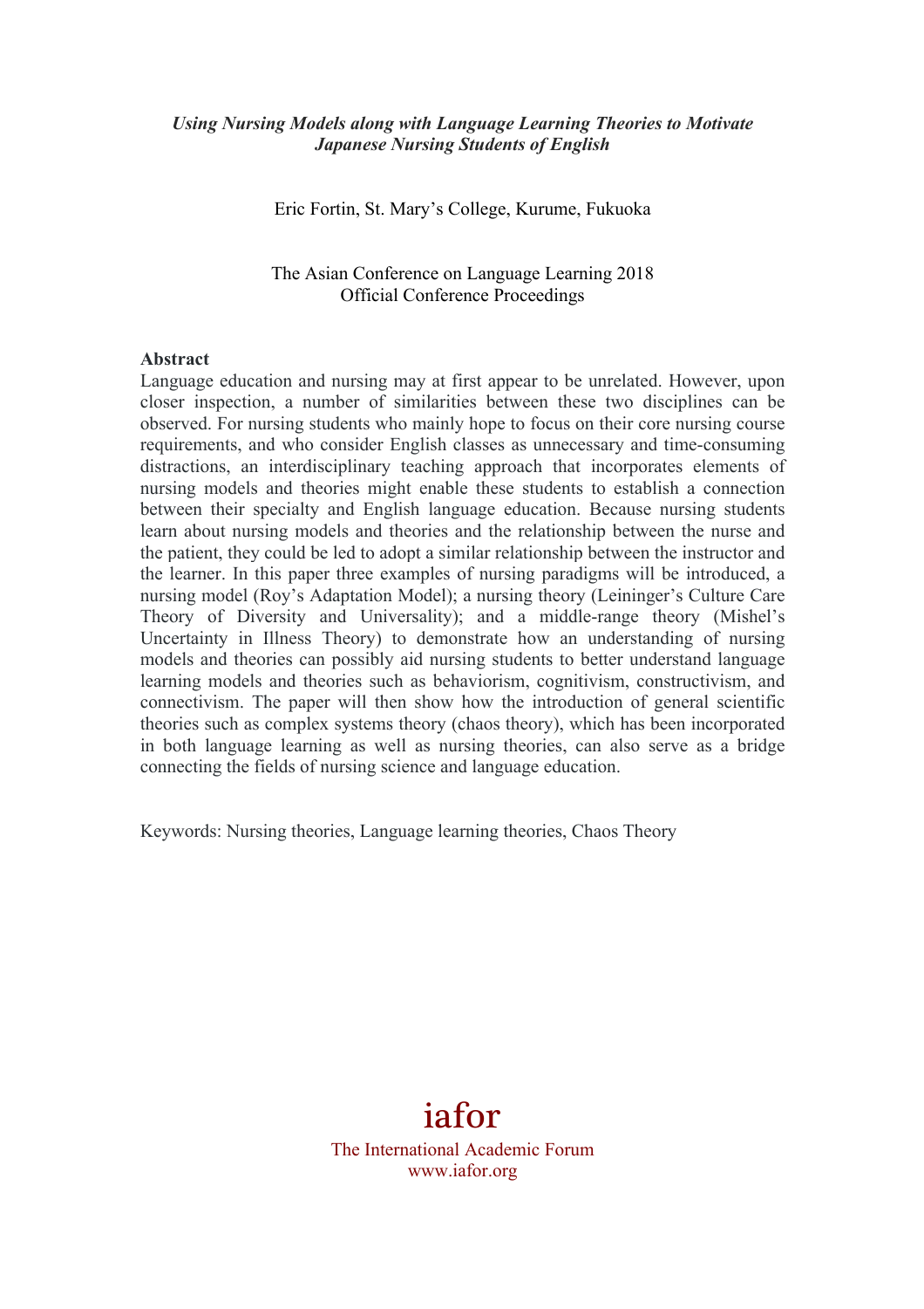***Using Nursing Models along with Language Learning Theories to Motivate Japanese Nursing Students of English***

Eric Fortin, St. Mary's College, Kurume, Fukuoka

The Asian Conference on Language Learning 2018
Official Conference Proceedings

**Abstract**

Language education and nursing may at first appear to be unrelated. However, upon closer inspection, a number of similarities between these two disciplines can be observed. For nursing students who mainly hope to focus on their core nursing course requirements, and who consider English classes as unnecessary and time-consuming distractions, an interdisciplinary teaching approach that incorporates elements of nursing models and theories might enable these students to establish a connection between their specialty and English language education. Because nursing students learn about nursing models and theories and the relationship between the nurse and the patient, they could be led to adopt a similar relationship between the instructor and the learner. In this paper three examples of nursing paradigms will be introduced, a nursing model (Roy's Adaptation Model); a nursing theory (Leininger's Culture Care Theory of Diversity and Universality); and a middle-range theory (Mishel's Uncertainty in Illness Theory) to demonstrate how an understanding of nursing models and theories can possibly aid nursing students to better understand language learning models and theories such as behaviorism, cognitivism, constructivism, and connectivism. The paper will then show how the introduction of general scientific theories such as complex systems theory (chaos theory), which has been incorporated in both language learning as well as nursing theories, can also serve as a bridge connecting the fields of nursing science and language education.

Keywords: Nursing theories, Language learning theories, Chaos Theory

iafor
The International Academic Forum
www.iafor.org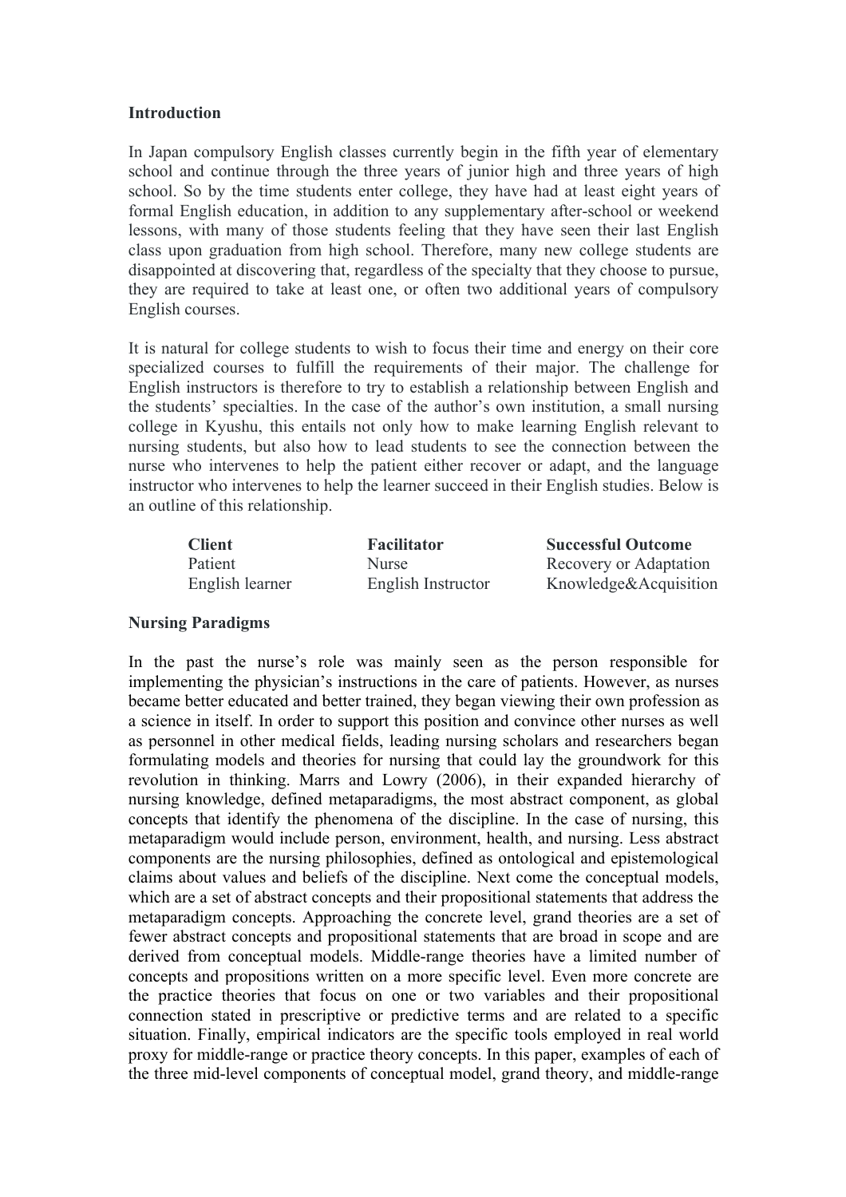## Introduction

In Japan compulsory English classes currently begin in the fifth year of elementary school and continue through the three years of junior high and three years of high school. So by the time students enter college, they have had at least eight years of formal English education, in addition to any supplementary after-school or weekend lessons, with many of those students feeling that they have seen their last English class upon graduation from high school. Therefore, many new college students are disappointed at discovering that, regardless of the specialty that they choose to pursue, they are required to take at least one, or often two additional years of compulsory English courses.

It is natural for college students to wish to focus their time and energy on their core specialized courses to fulfill the requirements of their major. The challenge for English instructors is therefore to try to establish a relationship between English and the students' specialties. In the case of the author's own institution, a small nursing college in Kyushu, this entails not only how to make learning English relevant to nursing students, but also how to lead students to see the connection between the nurse who intervenes to help the patient either recover or adapt, and the language instructor who intervenes to help the learner succeed in their English studies. Below is an outline of this relationship.

| Client | Facilitator | Successful Outcome |
|---|---|---|
| Patient | Nurse | Recovery or Adaptation |
| English learner | English Instructor | Knowledge&Acquisition |

## Nursing Paradigms

In the past the nurse's role was mainly seen as the person responsible for implementing the physician's instructions in the care of patients. However, as nurses became better educated and better trained, they began viewing their own profession as a science in itself. In order to support this position and convince other nurses as well as personnel in other medical fields, leading nursing scholars and researchers began formulating models and theories for nursing that could lay the groundwork for this revolution in thinking. Marrs and Lowry (2006), in their expanded hierarchy of nursing knowledge, defined metaparadigms, the most abstract component, as global concepts that identify the phenomena of the discipline. In the case of nursing, this metaparadigm would include person, environment, health, and nursing. Less abstract components are the nursing philosophies, defined as ontological and epistemological claims about values and beliefs of the discipline. Next come the conceptual models, which are a set of abstract concepts and their propositional statements that address the metaparadigm concepts. Approaching the concrete level, grand theories are a set of fewer abstract concepts and propositional statements that are broad in scope and are derived from conceptual models. Middle-range theories have a limited number of concepts and propositions written on a more specific level. Even more concrete are the practice theories that focus on one or two variables and their propositional connection stated in prescriptive or predictive terms and are related to a specific situation. Finally, empirical indicators are the specific tools employed in real world proxy for middle-range or practice theory concepts. In this paper, examples of each of the three mid-level components of conceptual model, grand theory, and middle-range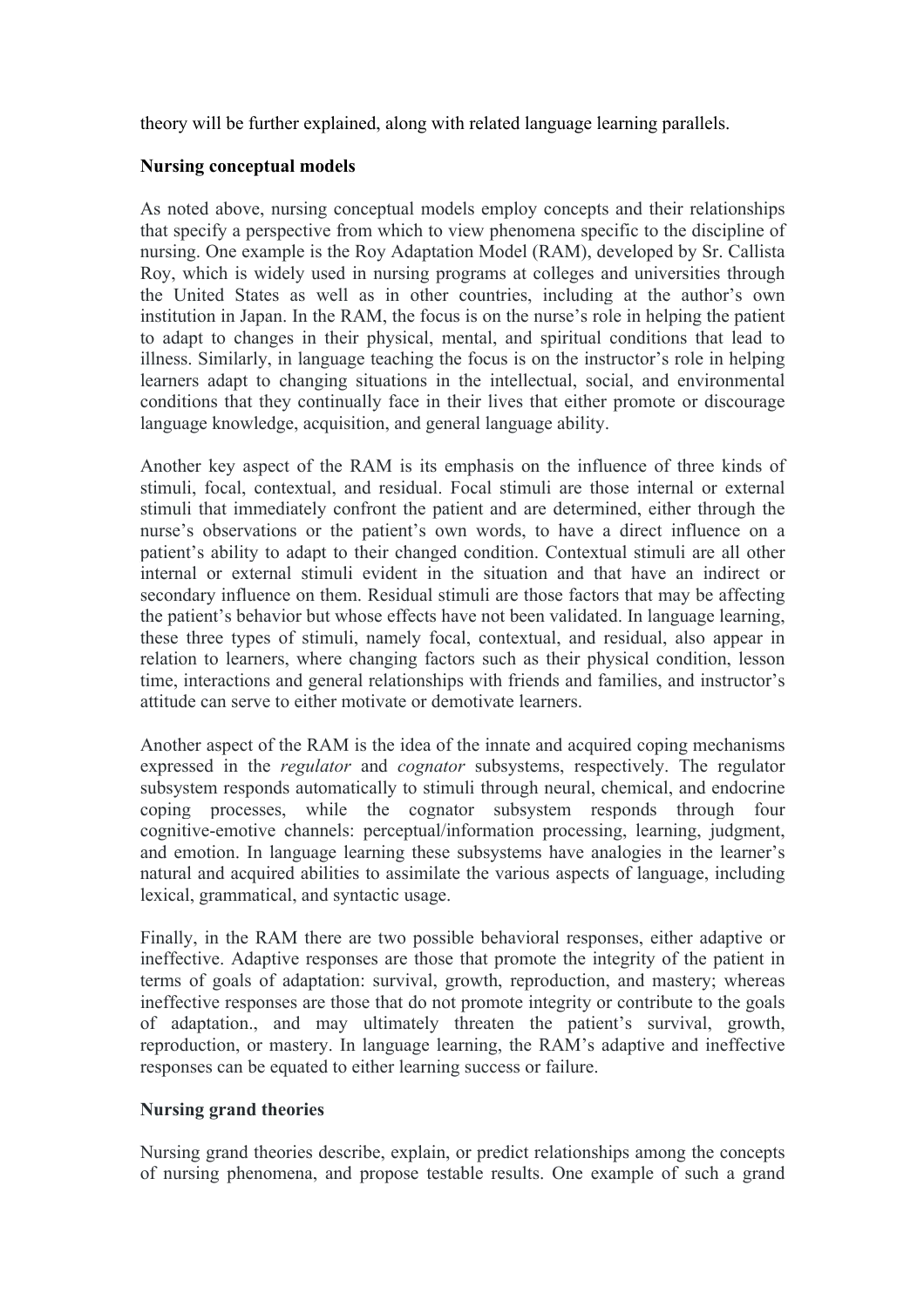theory will be further explained, along with related language learning parallels.

**Nursing conceptual models**

As noted above, nursing conceptual models employ concepts and their relationships that specify a perspective from which to view phenomena specific to the discipline of nursing. One example is the Roy Adaptation Model (RAM), developed by Sr. Callista Roy, which is widely used in nursing programs at colleges and universities through the United States as well as in other countries, including at the author's own institution in Japan. In the RAM, the focus is on the nurse's role in helping the patient to adapt to changes in their physical, mental, and spiritual conditions that lead to illness. Similarly, in language teaching the focus is on the instructor's role in helping learners adapt to changing situations in the intellectual, social, and environmental conditions that they continually face in their lives that either promote or discourage language knowledge, acquisition, and general language ability.

Another key aspect of the RAM is its emphasis on the influence of three kinds of stimuli, focal, contextual, and residual. Focal stimuli are those internal or external stimuli that immediately confront the patient and are determined, either through the nurse's observations or the patient's own words, to have a direct influence on a patient's ability to adapt to their changed condition. Contextual stimuli are all other internal or external stimuli evident in the situation and that have an indirect or secondary influence on them. Residual stimuli are those factors that may be affecting the patient's behavior but whose effects have not been validated. In language learning, these three types of stimuli, namely focal, contextual, and residual, also appear in relation to learners, where changing factors such as their physical condition, lesson time, interactions and general relationships with friends and families, and instructor's attitude can serve to either motivate or demotivate learners.

Another aspect of the RAM is the idea of the innate and acquired coping mechanisms expressed in the *regulator* and *cognator* subsystems, respectively. The regulator subsystem responds automatically to stimuli through neural, chemical, and endocrine coping processes, while the cognator subsystem responds through four cognitive-emotive channels: perceptual/information processing, learning, judgment, and emotion. In language learning these subsystems have analogies in the learner's natural and acquired abilities to assimilate the various aspects of language, including lexical, grammatical, and syntactic usage.

Finally, in the RAM there are two possible behavioral responses, either adaptive or ineffective. Adaptive responses are those that promote the integrity of the patient in terms of goals of adaptation: survival, growth, reproduction, and mastery; whereas ineffective responses are those that do not promote integrity or contribute to the goals of adaptation., and may ultimately threaten the patient's survival, growth, reproduction, or mastery. In language learning, the RAM's adaptive and ineffective responses can be equated to either learning success or failure.

**Nursing grand theories**

Nursing grand theories describe, explain, or predict relationships among the concepts of nursing phenomena, and propose testable results. One example of such a grand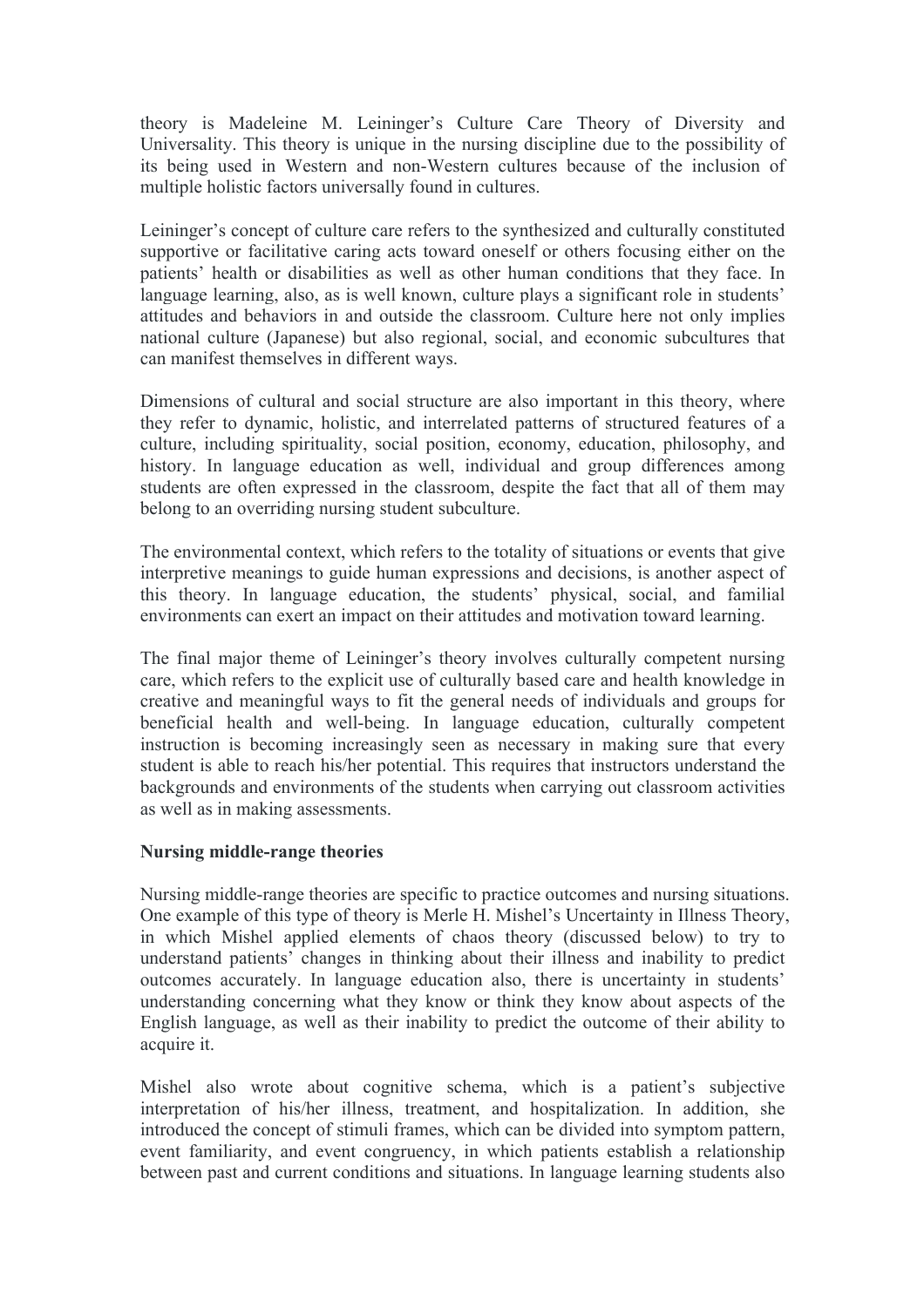theory is Madeleine M. Leininger's Culture Care Theory of Diversity and Universality. This theory is unique in the nursing discipline due to the possibility of its being used in Western and non-Western cultures because of the inclusion of multiple holistic factors universally found in cultures.

Leininger's concept of culture care refers to the synthesized and culturally constituted supportive or facilitative caring acts toward oneself or others focusing either on the patients' health or disabilities as well as other human conditions that they face. In language learning, also, as is well known, culture plays a significant role in students' attitudes and behaviors in and outside the classroom. Culture here not only implies national culture (Japanese) but also regional, social, and economic subcultures that can manifest themselves in different ways.

Dimensions of cultural and social structure are also important in this theory, where they refer to dynamic, holistic, and interrelated patterns of structured features of a culture, including spirituality, social position, economy, education, philosophy, and history. In language education as well, individual and group differences among students are often expressed in the classroom, despite the fact that all of them may belong to an overriding nursing student subculture.

The environmental context, which refers to the totality of situations or events that give interpretive meanings to guide human expressions and decisions, is another aspect of this theory. In language education, the students' physical, social, and familial environments can exert an impact on their attitudes and motivation toward learning.

The final major theme of Leininger's theory involves culturally competent nursing care, which refers to the explicit use of culturally based care and health knowledge in creative and meaningful ways to fit the general needs of individuals and groups for beneficial health and well-being. In language education, culturally competent instruction is becoming increasingly seen as necessary in making sure that every student is able to reach his/her potential. This requires that instructors understand the backgrounds and environments of the students when carrying out classroom activities as well as in making assessments.

**Nursing middle-range theories**

Nursing middle-range theories are specific to practice outcomes and nursing situations. One example of this type of theory is Merle H. Mishel's Uncertainty in Illness Theory, in which Mishel applied elements of chaos theory (discussed below) to try to understand patients' changes in thinking about their illness and inability to predict outcomes accurately. In language education also, there is uncertainty in students' understanding concerning what they know or think they know about aspects of the English language, as well as their inability to predict the outcome of their ability to acquire it.

Mishel also wrote about cognitive schema, which is a patient's subjective interpretation of his/her illness, treatment, and hospitalization. In addition, she introduced the concept of stimuli frames, which can be divided into symptom pattern, event familiarity, and event congruency, in which patients establish a relationship between past and current conditions and situations. In language learning students also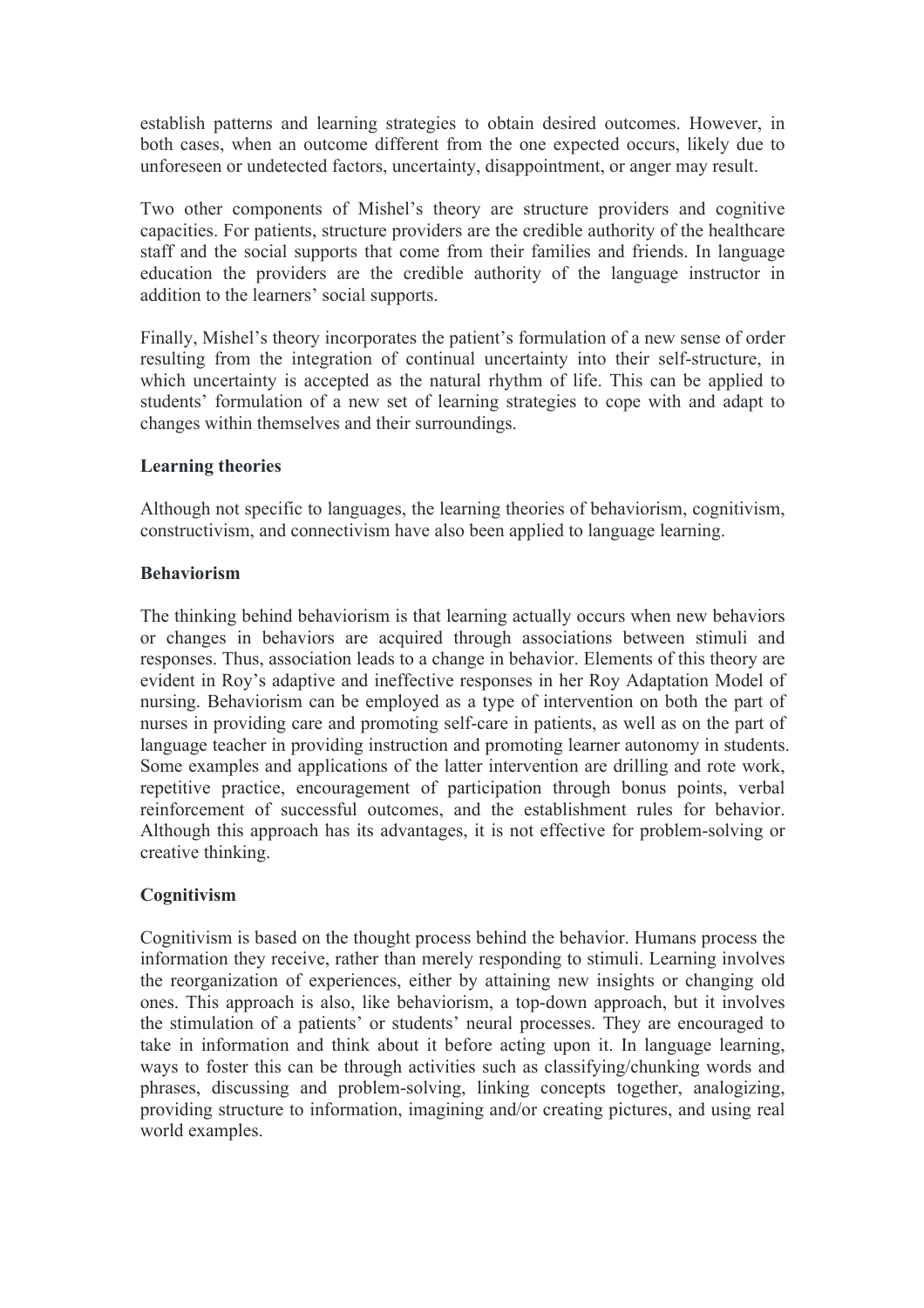establish patterns and learning strategies to obtain desired outcomes. However, in both cases, when an outcome different from the one expected occurs, likely due to unforeseen or undetected factors, uncertainty, disappointment, or anger may result.

Two other components of Mishel's theory are structure providers and cognitive capacities. For patients, structure providers are the credible authority of the healthcare staff and the social supports that come from their families and friends. In language education the providers are the credible authority of the language instructor in addition to the learners' social supports.

Finally, Mishel's theory incorporates the patient's formulation of a new sense of order resulting from the integration of continual uncertainty into their self-structure, in which uncertainty is accepted as the natural rhythm of life. This can be applied to students' formulation of a new set of learning strategies to cope with and adapt to changes within themselves and their surroundings.

**Learning theories**

Although not specific to languages, the learning theories of behaviorism, cognitivism, constructivism, and connectivism have also been applied to language learning.

**Behaviorism**

The thinking behind behaviorism is that learning actually occurs when new behaviors or changes in behaviors are acquired through associations between stimuli and responses. Thus, association leads to a change in behavior. Elements of this theory are evident in Roy's adaptive and ineffective responses in her Roy Adaptation Model of nursing. Behaviorism can be employed as a type of intervention on both the part of nurses in providing care and promoting self-care in patients, as well as on the part of language teacher in providing instruction and promoting learner autonomy in students. Some examples and applications of the latter intervention are drilling and rote work, repetitive practice, encouragement of participation through bonus points, verbal reinforcement of successful outcomes, and the establishment rules for behavior. Although this approach has its advantages, it is not effective for problem-solving or creative thinking.

**Cognitivism**

Cognitivism is based on the thought process behind the behavior. Humans process the information they receive, rather than merely responding to stimuli. Learning involves the reorganization of experiences, either by attaining new insights or changing old ones. This approach is also, like behaviorism, a top-down approach, but it involves the stimulation of a patients' or students' neural processes. They are encouraged to take in information and think about it before acting upon it. In language learning, ways to foster this can be through activities such as classifying/chunking words and phrases, discussing and problem-solving, linking concepts together, analogizing, providing structure to information, imagining and/or creating pictures, and using real world examples.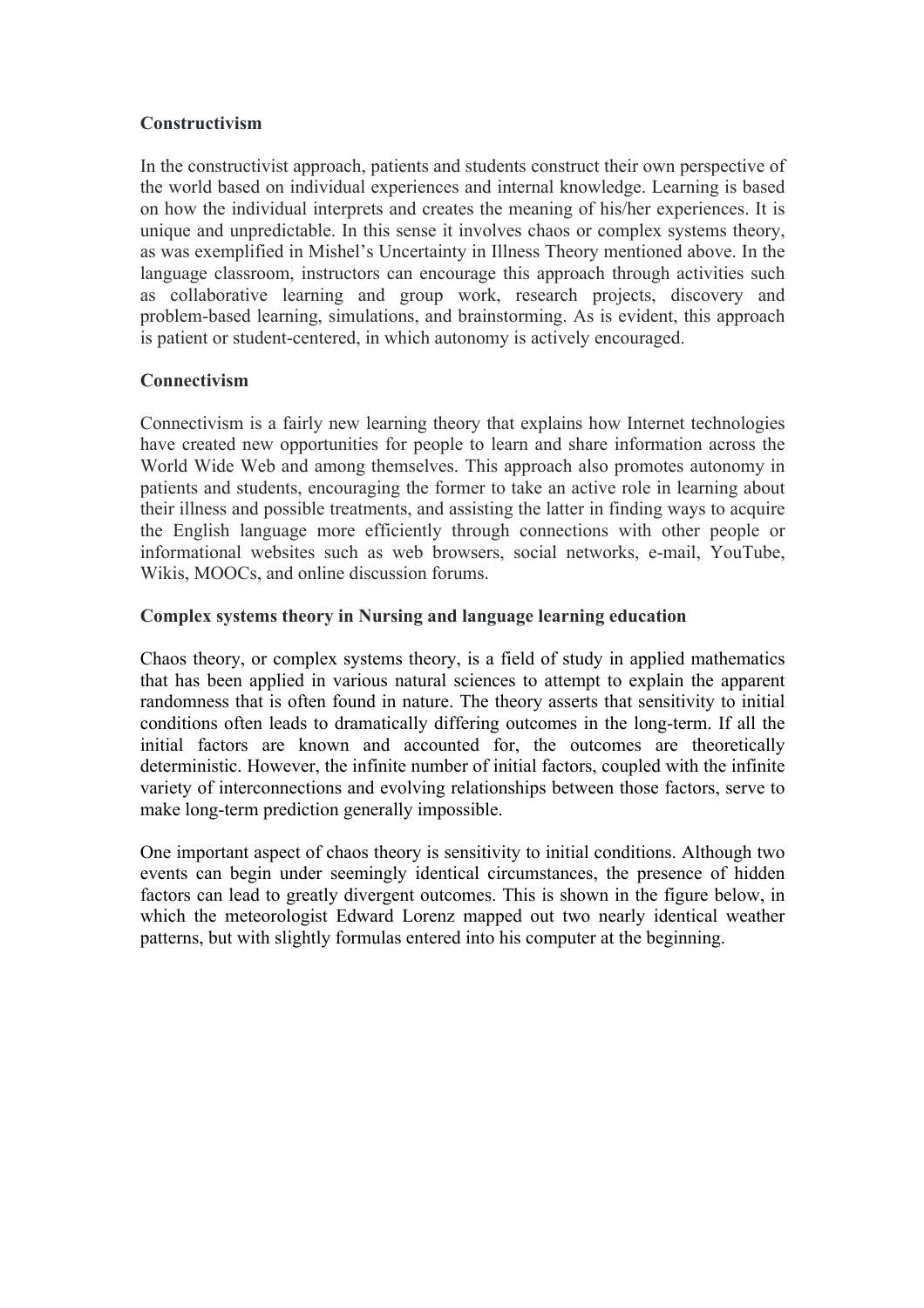**Constructivism**

In the constructivist approach, patients and students construct their own perspective of the world based on individual experiences and internal knowledge. Learning is based on how the individual interprets and creates the meaning of his/her experiences. It is unique and unpredictable. In this sense it involves chaos or complex systems theory, as was exemplified in Mishel's Uncertainty in Illness Theory mentioned above. In the language classroom, instructors can encourage this approach through activities such as collaborative learning and group work, research projects, discovery and problem-based learning, simulations, and brainstorming. As is evident, this approach is patient or student-centered, in which autonomy is actively encouraged.

**Connectivism**

Connectivism is a fairly new learning theory that explains how Internet technologies have created new opportunities for people to learn and share information across the World Wide Web and among themselves. This approach also promotes autonomy in patients and students, encouraging the former to take an active role in learning about their illness and possible treatments, and assisting the latter in finding ways to acquire the English language more efficiently through connections with other people or informational websites such as web browsers, social networks, e-mail, YouTube, Wikis, MOOCs, and online discussion forums.

**Complex systems theory in Nursing and language learning education**

Chaos theory, or complex systems theory, is a field of study in applied mathematics that has been applied in various natural sciences to attempt to explain the apparent randomness that is often found in nature. The theory asserts that sensitivity to initial conditions often leads to dramatically differing outcomes in the long-term. If all the initial factors are known and accounted for, the outcomes are theoretically deterministic. However, the infinite number of initial factors, coupled with the infinite variety of interconnections and evolving relationships between those factors, serve to make long-term prediction generally impossible.

One important aspect of chaos theory is sensitivity to initial conditions. Although two events can begin under seemingly identical circumstances, the presence of hidden factors can lead to greatly divergent outcomes. This is shown in the figure below, in which the meteorologist Edward Lorenz mapped out two nearly identical weather patterns, but with slightly formulas entered into his computer at the beginning.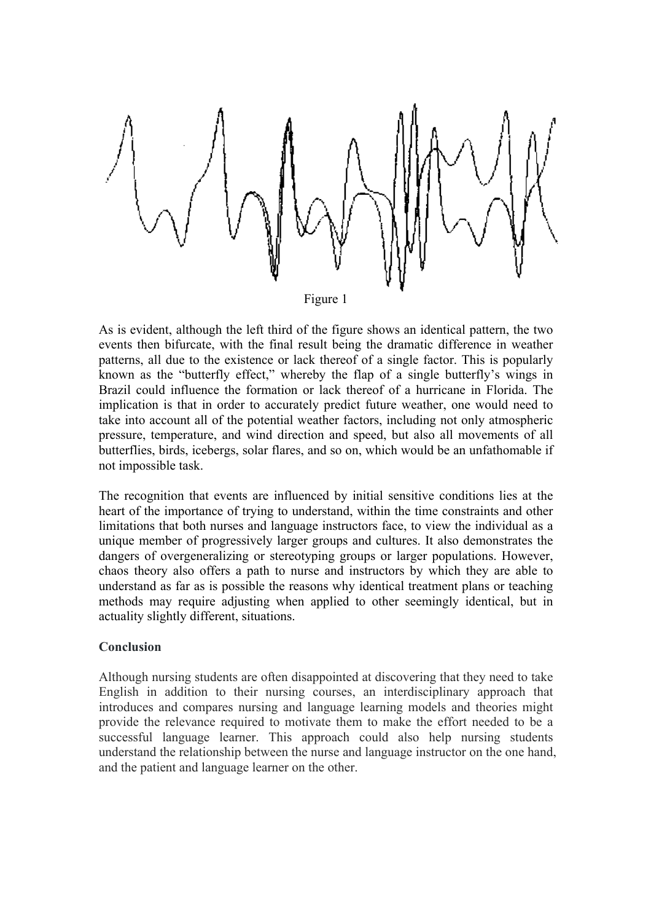Figure 1

As is evident, although the left third of the figure shows an identical pattern, the two events then bifurcate, with the final result being the dramatic difference in weather patterns, all due to the existence or lack thereof of a single factor. This is popularly known as the "butterfly effect," whereby the flap of a single butterfly's wings in Brazil could influence the formation or lack thereof of a hurricane in Florida. The implication is that in order to accurately predict future weather, one would need to take into account all of the potential weather factors, including not only atmospheric pressure, temperature, and wind direction and speed, but also all movements of all butterflies, birds, icebergs, solar flares, and so on, which would be an unfathomable if not impossible task.

The recognition that events are influenced by initial sensitive conditions lies at the heart of the importance of trying to understand, within the time constraints and other limitations that both nurses and language instructors face, to view the individual as a unique member of progressively larger groups and cultures. It also demonstrates the dangers of overgeneralizing or stereotyping groups or larger populations. However, chaos theory also offers a path to nurse and instructors by which they are able to understand as far as is possible the reasons why identical treatment plans or teaching methods may require adjusting when applied to other seemingly identical, but in actuality slightly different, situations.

**Conclusion**

Although nursing students are often disappointed at discovering that they need to take English in addition to their nursing courses, an interdisciplinary approach that introduces and compares nursing and language learning models and theories might provide the relevance required to motivate them to make the effort needed to be a successful language learner. This approach could also help nursing students understand the relationship between the nurse and language instructor on the one hand, and the patient and language learner on the other.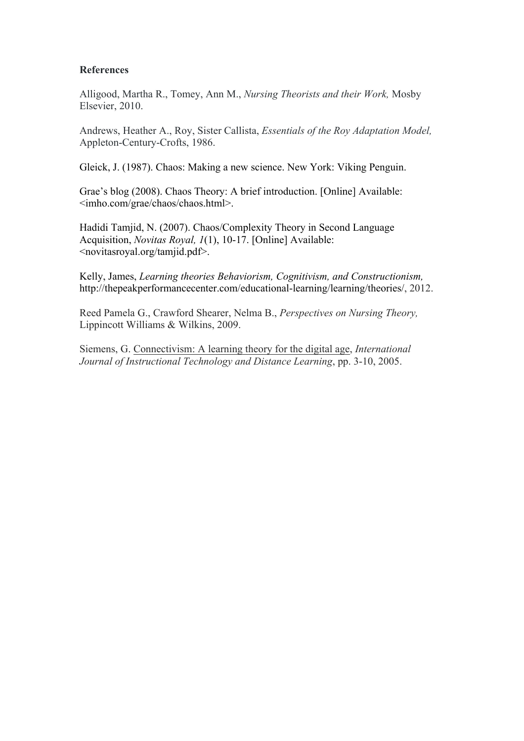**References**

Alligood, Martha R., Tomey, Ann M., *Nursing Theorists and their Work,* Mosby Elsevier, 2010.

Andrews, Heather A., Roy, Sister Callista, *Essentials of the Roy Adaptation Model,* Appleton-Century-Crofts, 1986.

Gleick, J. (1987). Chaos: Making a new science. New York: Viking Penguin.

Grae's blog (2008). Chaos Theory: A brief introduction. [Online] Available: <imho.com/grae/chaos/chaos.html>.

Hadidi Tamjid, N. (2007). Chaos/Complexity Theory in Second Language Acquisition, *Novitas Royal, 1*(1), 10-17. [Online] Available: <novitasroyal.org/tamjid.pdf>.

Kelly, James, *Learning theories Behaviorism, Cognitivism, and Constructionism,* http://thepeakperformancecenter.com/educational-learning/learning/theories/, 2012.

Reed Pamela G., Crawford Shearer, Nelma B., *Perspectives on Nursing Theory,* Lippincott Williams & Wilkins, 2009.

Siemens, G. Connectivism: A learning theory for the digital age, *International Journal of Instructional Technology and Distance Learning*, pp. 3-10, 2005.